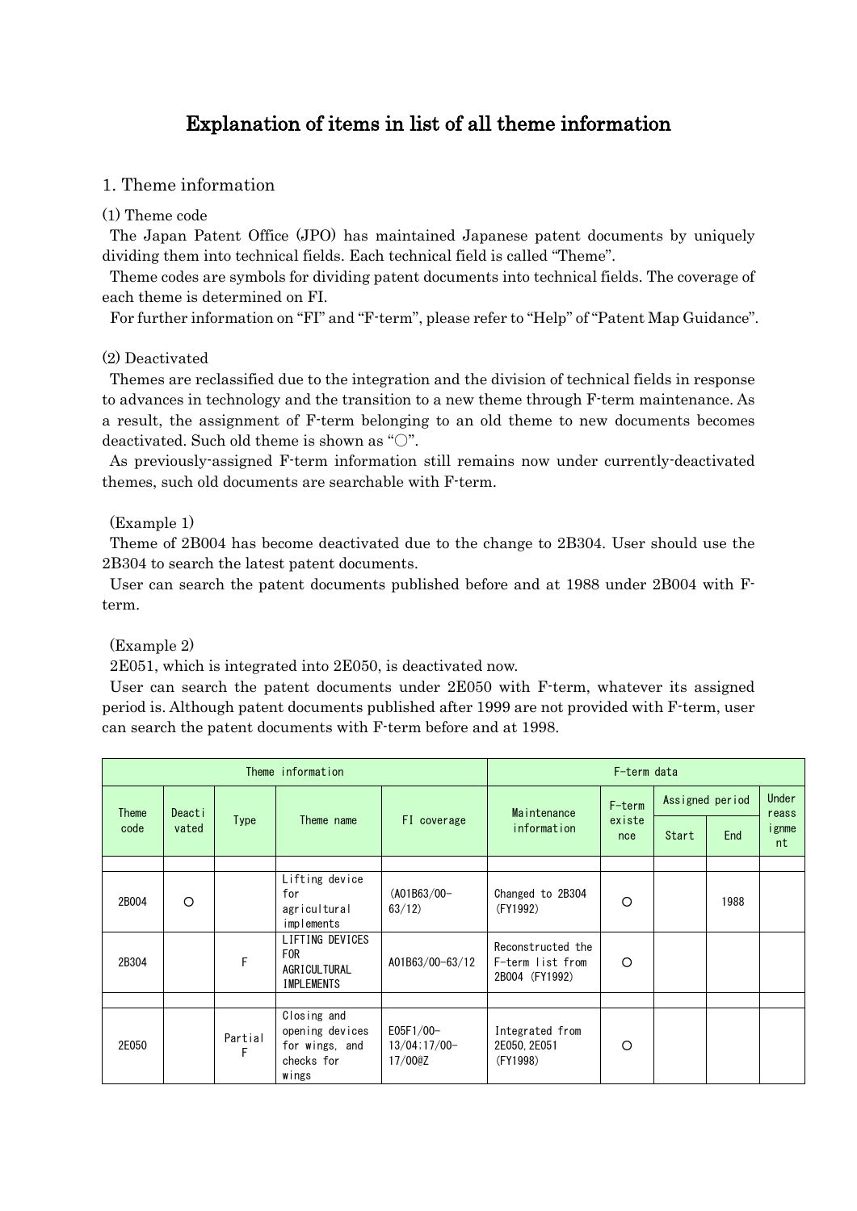# Explanation of items in list of all theme information

## 1. Theme information

### (1) Theme code

The Japan Patent Office (JPO) has maintained Japanese patent documents by uniquely dividing them into technical fields. Each technical field is called "Theme".

Theme codes are symbols for dividing patent documents into technical fields. The coverage of each theme is determined on FI.

For further information on "FI" and "F-term", please refer to "Help" of "Patent Map Guidance".

### (2) Deactivated

Themes are reclassified due to the integration and the division of technical fields in response to advances in technology and the transition to a new theme through F-term maintenance. As a result, the assignment of F-term belonging to an old theme to new documents becomes deactivated. Such old theme is shown as "○".

As previously-assigned F-term information still remains now under currently-deactivated themes, such old documents are searchable with F-term.

(Example 1)

Theme of 2B004 has become deactivated due to the change to 2B304. User should use the 2B304 to search the latest patent documents.

User can search the patent documents published before and at 1988 under 2B004 with F-term.

(Example 2)

2E051, which is integrated into 2E050, is deactivated now.

User can search the patent documents under 2E050 with F-term, whatever its assigned period is. Although patent documents published after 1999 are not provided with F-term, user can search the patent documents with F-term before and at 1998.

| Theme information | | | | | F-term data | | | | |
|---|---|---|---|---|---|---|---|---|---|
| Theme code | Deactivated | Type | Theme name | FI coverage | Maintenance information | F-term existence | Assigned period | | Under reassignment |
| | | | | | | | Start | End | |
| | | | | | | | | | |
| 2B004 | ○ | | Lifting device for agricultural implements | (A01B63/00-63/12) | Changed to 2B304 (FY1992) | ○ | | 1988 | |
| 2B304 | | F | LIFTING DEVICES FOR AGRICULTURAL IMPLEMENTS | A01B63/00-63/12 | Reconstructed the F-term list from 2B004 (FY1992) | ○ | | | |
| | | | | | | | | | |
| 2E050 | | Partial F | Closing and opening devices for wings, and checks for wings | E05F1/00-13/04;17/00-17/00@Z | Integrated from 2E050,2E051 (FY1998) | ○ | | | |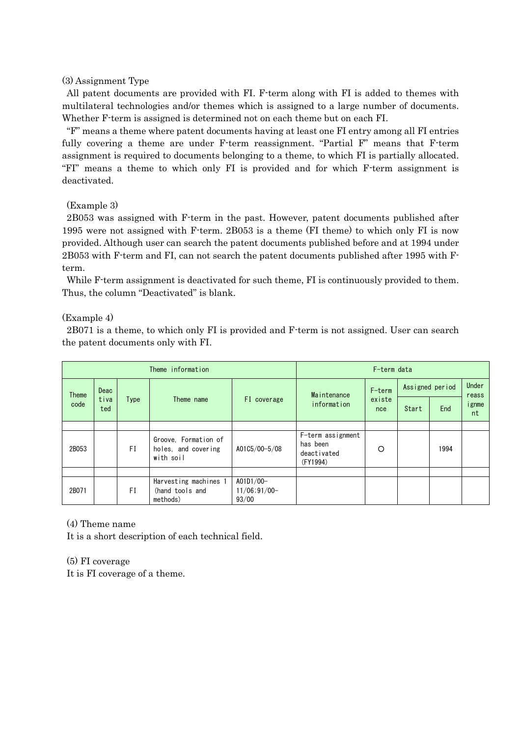(3) Assignment Type

All patent documents are provided with FI. F-term along with FI is added to themes with multilateral technologies and/or themes which is assigned to a large number of documents. Whether F-term is assigned is determined not on each theme but on each FI.

"F" means a theme where patent documents having at least one FI entry among all FI entries fully covering a theme are under F-term reassignment. "Partial F" means that F-term assignment is required to documents belonging to a theme, to which FI is partially allocated. "FI" means a theme to which only FI is provided and for which F-term assignment is deactivated.

(Example 3)

2B053 was assigned with F-term in the past. However, patent documents published after 1995 were not assigned with F-term. 2B053 is a theme (FI theme) to which only FI is now provided. Although user can search the patent documents published before and at 1994 under 2B053 with F-term and FI, can not search the patent documents published after 1995 with F-term.

While F-term assignment is deactivated for such theme, FI is continuously provided to them. Thus, the column "Deactivated" is blank.

(Example 4)

2B071 is a theme, to which only FI is provided and F-term is not assigned. User can search the patent documents only with FI.

| Theme information | | | | | F-term data | | | | |
|---|---|---|---|---|---|---|---|---|---|
| Theme code | Deactivated | Type | Theme name | FI coverage | Maintenance information | F-term existence | Assigned period | | Under reassignment |
| | | | | | | | Start | End | |
| | | | | | | | | | |
| 2B053 | | FI | Groove, Formation of holes, and covering with soil | A01C5/00-5/08 | F-term assignment has been deactivated (FY1994) | ○ | | 1994 | |
| | | | | | | | | | |
| 2B071 | | FI | Harvesting machines 1 (hand tools and methods) | A01D1/00-11/06;91/00-93/00 | | | | | |

(4) Theme name

It is a short description of each technical field.

(5) FI coverage

It is FI coverage of a theme.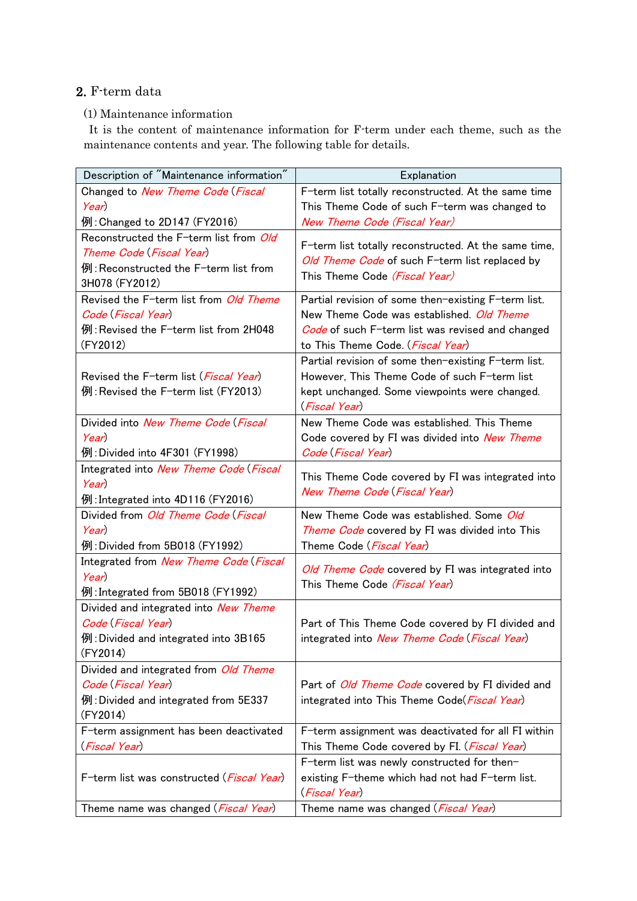## 2. F-term data

(1) Maintenance information

It is the content of maintenance information for F-term under each theme, such as the maintenance contents and year. The following table for details.

| Description of "Maintenance information" | Explanation |
|---|---|
| Changed to *New Theme Code* (*Fiscal Year*)<br>例:Changed to 2D147 (FY2016) | F-term list totally reconstructed. At the same time This Theme Code of such F-term was changed to *New Theme Code (Fiscal Year)* |
| Reconstructed the F-term list from *Old Theme Code* (*Fiscal Year*)<br>例:Reconstructed the F-term list from 3H078 (FY2012) | F-term list totally reconstructed. At the same time, *Old Theme Code* of such F-term list replaced by This Theme Code *(Fiscal Year)* |
| Revised the F-term list from *Old Theme Code* (*Fiscal Year*)<br>例:Revised the F-term list from 2H048 (FY2012) | Partial revision of some then-existing F-term list. New Theme Code was established. *Old Theme Code* of such F-term list was revised and changed to This Theme Code. (*Fiscal Year*) |
| Revised the F-term list (*Fiscal Year*)<br>例:Revised the F-term list (FY2013) | Partial revision of some then-existing F-term list. However, This Theme Code of such F-term list kept unchanged. Some viewpoints were changed. (*Fiscal Year*) |
| Divided into *New Theme Code* (*Fiscal Year*)<br>例:Divided into 4F301 (FY1998) | New Theme Code was established. This Theme Code covered by FI was divided into *New Theme Code* (*Fiscal Year*) |
| Integrated into *New Theme Code* (*Fiscal Year*)<br>例:Integrated into 4D116 (FY2016) | This Theme Code covered by FI was integrated into *New Theme Code* (*Fiscal Year*) |
| Divided from *Old Theme Code* (*Fiscal Year*)<br>例:Divided from 5B018 (FY1992) | New Theme Code was established. Some *Old Theme Code* covered by FI was divided into This Theme Code (*Fiscal Year*) |
| Integrated from *New Theme Code* (*Fiscal Year*)<br>例:Integrated from 5B018 (FY1992) | *Old Theme Code* covered by FI was integrated into This Theme Code *(Fiscal Year)* |
| Divided and integrated into *New Theme Code* (*Fiscal Year*)<br>例:Divided and integrated into 3B165 (FY2014) | Part of This Theme Code covered by FI divided and integrated into *New Theme Code* (*Fiscal Year*) |
| Divided and integrated from *Old Theme Code* (*Fiscal Year*)<br>例:Divided and integrated from 5E337 (FY2014) | Part of *Old Theme Code* covered by FI divided and integrated into This Theme Code(*Fiscal Year*) |
| F-term assignment has been deactivated (*Fiscal Year*) | F-term assignment was deactivated for all FI within This Theme Code covered by FI. (*Fiscal Year*) |
| F-term list was constructed (*Fiscal Year*) | F-term list was newly constructed for then-existing F-theme which had not had F-term list. (*Fiscal Year*) |
| Theme name was changed (*Fiscal Year*) | Theme name was changed (*Fiscal Year*) |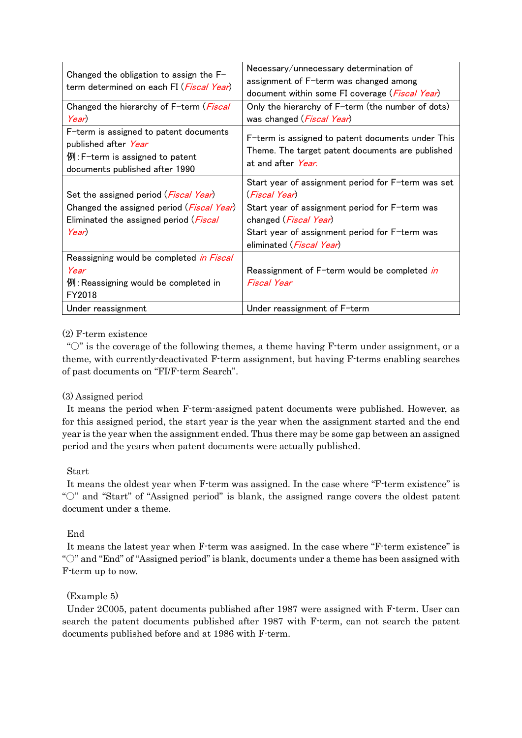| | |
|---|---|
| Changed the obligation to assign the F-term determined on each FI (*Fiscal Year*) | Necessary/unnecessary determination of assignment of F-term was changed among document within some FI coverage (*Fiscal Year*) |
| Changed the hierarchy of F-term (*Fiscal Year*) | Only the hierarchy of F-term (the number of dots) was changed (*Fiscal Year*) |
| F-term is assigned to patent documents published after *Year*<br>例:F-term is assigned to patent documents published after 1990 | F-term is assigned to patent documents under This Theme. The target patent documents are published at and after *Year.* |
| Set the assigned period (*Fiscal Year*)<br>Changed the assigned period (*Fiscal Year*)<br>Eliminated the assigned period (*Fiscal Year*) | Start year of assignment period for F-term was set (*Fiscal Year*)<br>Start year of assignment period for F-term was changed (*Fiscal Year*)<br>Start year of assignment period for F-term was eliminated (*Fiscal Year*) |
| Reassigning would be completed *in Fiscal Year*<br>例:Reassigning would be completed in FY2018 | Reassignment of F-term would be completed *in Fiscal Year* |
| Under reassignment | Under reassignment of F-term |

(2) F-term existence

"○" is the coverage of the following themes, a theme having F-term under assignment, or a theme, with currently-deactivated F-term assignment, but having F-terms enabling searches of past documents on "FI/F-term Search".

(3) Assigned period

It means the period when F-term-assigned patent documents were published. However, as for this assigned period, the start year is the year when the assignment started and the end year is the year when the assignment ended. Thus there may be some gap between an assigned period and the years when patent documents were actually published.

Start

It means the oldest year when F-term was assigned. In the case where "F-term existence" is "○" and "Start" of "Assigned period" is blank, the assigned range covers the oldest patent document under a theme.

End

It means the latest year when F-term was assigned. In the case where "F-term existence" is "○" and "End" of "Assigned period" is blank, documents under a theme has been assigned with F-term up to now.

(Example 5)

Under 2C005, patent documents published after 1987 were assigned with F-term. User can search the patent documents published after 1987 with F-term, can not search the patent documents published before and at 1986 with F-term.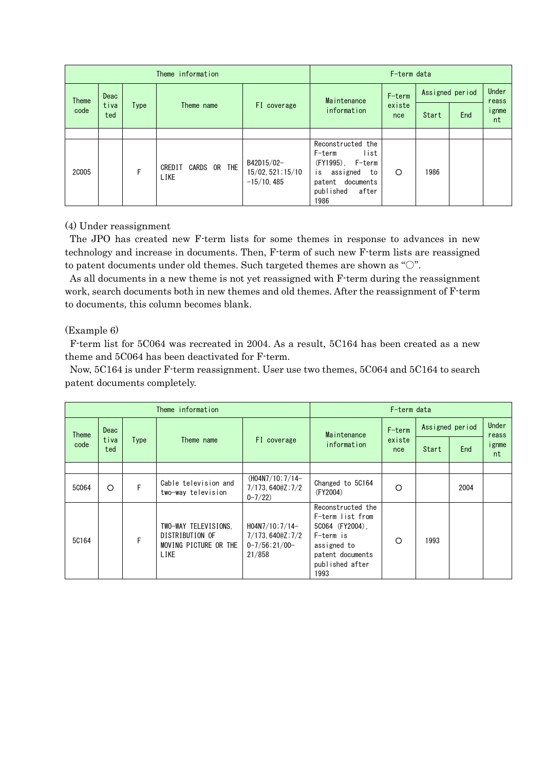| Theme information | | | | | F-term data | | | | |
|---|---|---|---|---|---|---|---|---|---|
| Theme code | Deactivated | Type | Theme name | FI coverage | Maintenance information | F-term existence | Assigned period | | Under reassignment |
| | | | | | | | Start | End | |
| | | | | | | | | | |
| 2C005 | | F | CREDIT CARDS OR THE LIKE | B42D15/02-15/02,521;15/10-15/10,485 | Reconstructed the F-term list (FY1995), F-term is assigned to patent documents published after 1986 | ○ | 1986 | | |

(4) Under reassignment

The JPO has created new F-term lists for some themes in response to advances in new technology and increase in documents. Then, F-term of such new F-term lists are reassigned to patent documents under old themes. Such targeted themes are shown as "○".

As all documents in a new theme is not yet reassigned with F-term during the reassignment work, search documents both in new themes and old themes. After the reassignment of F-term to documents, this column becomes blank.

(Example 6)

F-term list for 5C064 was recreated in 2004. As a result, 5C164 has been created as a new theme and 5C064 has been deactivated for F-term.

Now, 5C164 is under F-term reassignment. User use two themes, 5C064 and 5C164 to search patent documents completely.

| Theme information | | | | | F-term data | | | | |
|---|---|---|---|---|---|---|---|---|---|
| Theme code | Deactivated | Type | Theme name | FI coverage | Maintenance information | F-term existence | Assigned period | | Under reassignment |
| | | | | | | | Start | End | |
| | | | | | | | | | |
| 5C064 | ○ | F | Cable television and two-way television | (H04N7/10;7/14-7/173,640@Z;7/20-7/22) | Changed to 5C164 (FY2004) | ○ | | 2004 | |
| 5C164 | | F | TWO-WAY TELEVISIONS, DISTRIBUTION OF MOVING PICTURE OR THE LIKE | H04N7/10;7/14-7/173,640@Z;7/20-7/56;21/00-21/858 | Reconstructed the F-term list from 5C064 (FY2004), F-term is assigned to patent documents published after 1993 | ○ | 1993 | | |